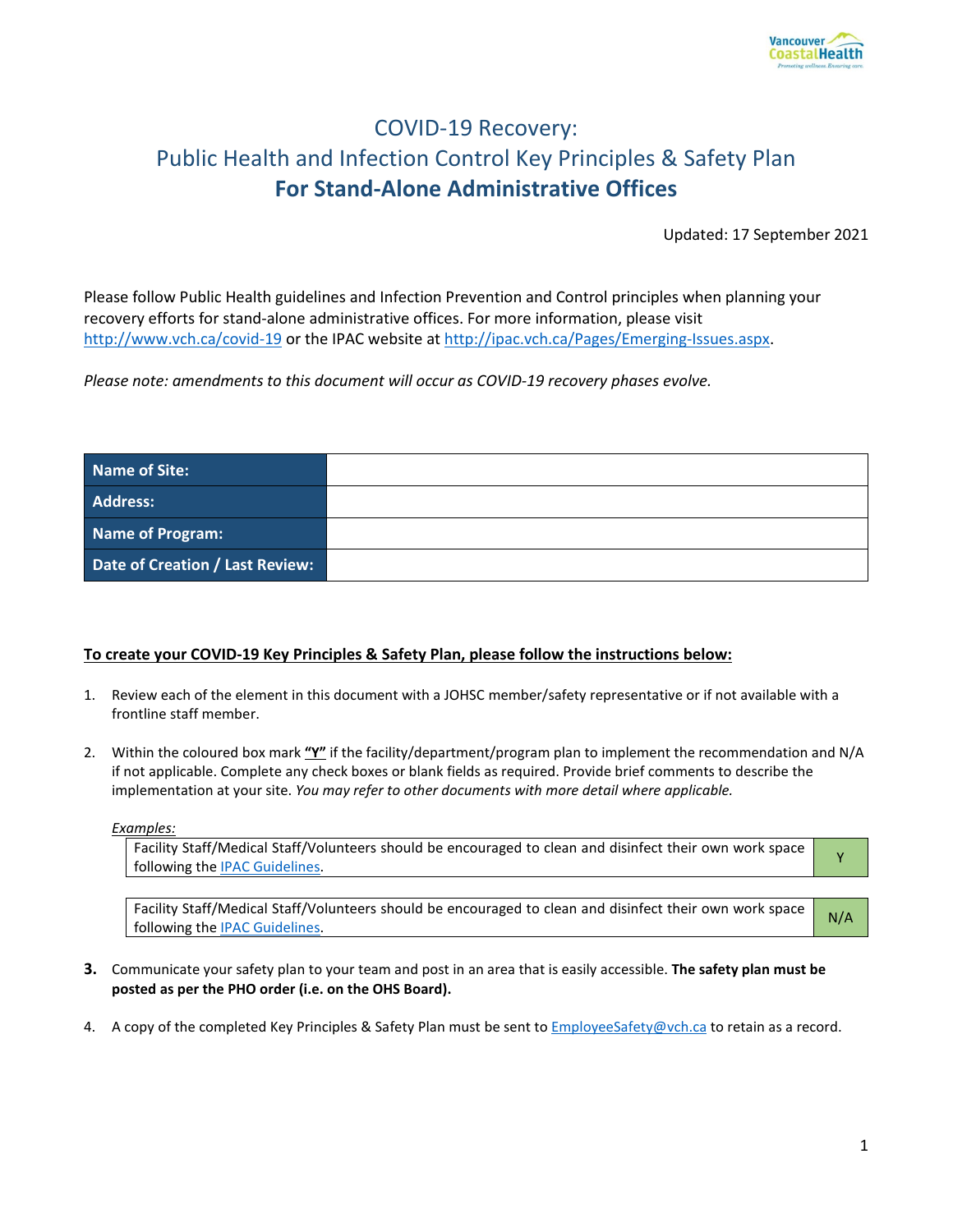# COVID-19 Recovery:
# Public Health and Infection Control Key Principles & Safety Plan
# **For Stand-Alone Administrative Offices**

Updated: 17 September 2021

Please follow Public Health guidelines and Infection Prevention and Control principles when planning your recovery efforts for stand-alone administrative offices. For more information, please visit http://www.vch.ca/covid-19 or the IPAC website at http://ipac.vch.ca/Pages/Emerging-Issues.aspx.

*Please note: amendments to this document will occur as COVID-19 recovery phases evolve.*

| **Name of Site:** | |
|---|---|
| **Address:** | |
| **Name of Program:** | |
| **Date of Creation / Last Review:** | |

**To create your COVID-19 Key Principles & Safety Plan, please follow the instructions below:**

1. Review each of the element in this document with a JOHSC member/safety representative or if not available with a frontline staff member.

2. Within the coloured box mark **"Y"** if the facility/department/program plan to implement the recommendation and N/A if not applicable. Complete any check boxes or blank fields as required. Provide brief comments to describe the implementation at your site. *You may refer to other documents with more detail where applicable.*

   *Examples:*

   | Facility Staff/Medical Staff/Volunteers should be encouraged to clean and disinfect their own work space following the IPAC Guidelines. | Y |
   |---|---|

   | Facility Staff/Medical Staff/Volunteers should be encouraged to clean and disinfect their own work space following the IPAC Guidelines. | N/A |
   |---|---|

3. Communicate your safety plan to your team and post in an area that is easily accessible. **The safety plan must be posted as per the PHO order (i.e. on the OHS Board).**

4. A copy of the completed Key Principles & Safety Plan must be sent to EmployeeSafety@vch.ca to retain as a record.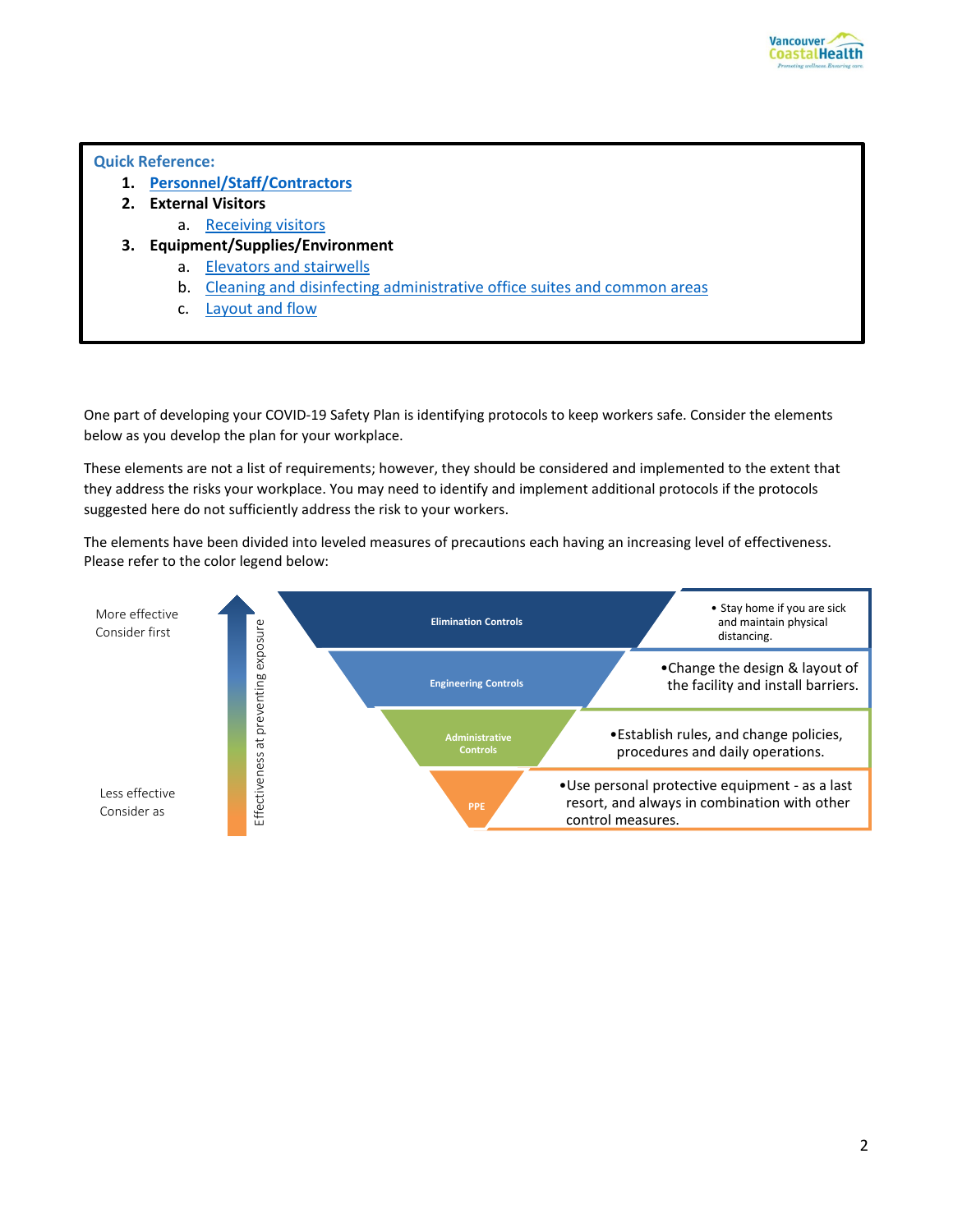**Quick Reference:**

1. **Personnel/Staff/Contractors**
2. **External Visitors**
   a. Receiving visitors
3. **Equipment/Supplies/Environment**
   a. Elevators and stairwells
   b. Cleaning and disinfecting administrative office suites and common areas
   c. Layout and flow

One part of developing your COVID-19 Safety Plan is identifying protocols to keep workers safe. Consider the elements below as you develop the plan for your workplace.

These elements are not a list of requirements; however, they should be considered and implemented to the extent that they address the risks your workplace. You may need to identify and implement additional protocols if the protocols suggested here do not sufficiently address the risk to your workers.

The elements have been divided into leveled measures of precautions each having an increasing level of effectiveness. Please refer to the color legend below:

| Effectiveness at preventing exposure | Control | Description |
|---|---|---|
| More effective — Consider first | Elimination Controls | • Stay home if you are sick and maintain physical distancing. |
| | Engineering Controls | • Change the design & layout of the facility and install barriers. |
| | Administrative Controls | • Establish rules, and change policies, procedures and daily operations. |
| Less effective — Consider as | PPE | • Use personal protective equipment - as a last resort, and always in combination with other control measures. |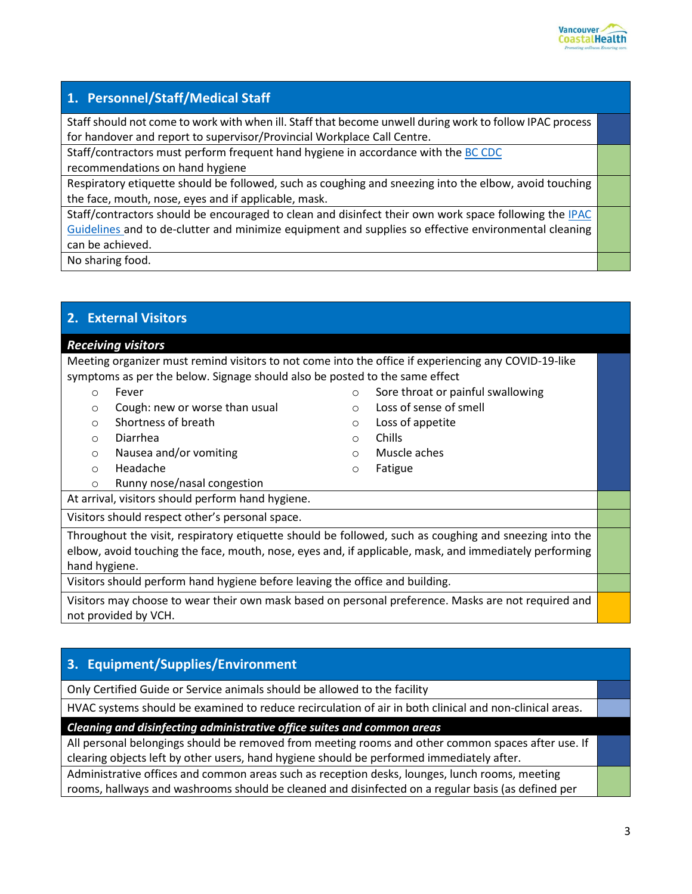## 1. Personnel/Staff/Medical Staff

| | |
|---|---|
| Staff should not come to work with when ill. Staff that become unwell during work to follow IPAC process for handover and report to supervisor/Provincial Workplace Call Centre. | |
| Staff/contractors must perform frequent hand hygiene in accordance with the BC CDC recommendations on hand hygiene | |
| Respiratory etiquette should be followed, such as coughing and sneezing into the elbow, avoid touching the face, mouth, nose, eyes and if applicable, mask. | |
| Staff/contractors should be encouraged to clean and disinfect their own work space following the IPAC Guidelines and to de-clutter and minimize equipment and supplies so effective environmental cleaning can be achieved. | |
| No sharing food. | |

## 2. External Visitors

***Receiving visitors***

| | |
|---|---|
| Meeting organizer must remind visitors to not come into the office if experiencing any COVID-19-like symptoms as per the below. Signage should also be posted to the same effect<br>○ Fever<br>○ Cough: new or worse than usual<br>○ Shortness of breath<br>○ Diarrhea<br>○ Nausea and/or vomiting<br>○ Headache<br>○ Runny nose/nasal congestion<br>○ Sore throat or painful swallowing<br>○ Loss of sense of smell<br>○ Loss of appetite<br>○ Chills<br>○ Muscle aches<br>○ Fatigue | |
| At arrival, visitors should perform hand hygiene. | |
| Visitors should respect other's personal space. | |
| Throughout the visit, respiratory etiquette should be followed, such as coughing and sneezing into the elbow, avoid touching the face, mouth, nose, eyes and, if applicable, mask, and immediately performing hand hygiene. | |
| Visitors should perform hand hygiene before leaving the office and building. | |
| Visitors may choose to wear their own mask based on personal preference. Masks are not required and not provided by VCH. | |

## 3. Equipment/Supplies/Environment

| | |
|---|---|
| Only Certified Guide or Service animals should be allowed to the facility | |
| HVAC systems should be examined to reduce recirculation of air in both clinical and non-clinical areas. | |

***Cleaning and disinfecting administrative office suites and common areas***

| | |
|---|---|
| All personal belongings should be removed from meeting rooms and other common spaces after use. If clearing objects left by other users, hand hygiene should be performed immediately after. | |
| Administrative offices and common areas such as reception desks, lounges, lunch rooms, meeting rooms, hallways and washrooms should be cleaned and disinfected on a regular basis (as defined per | |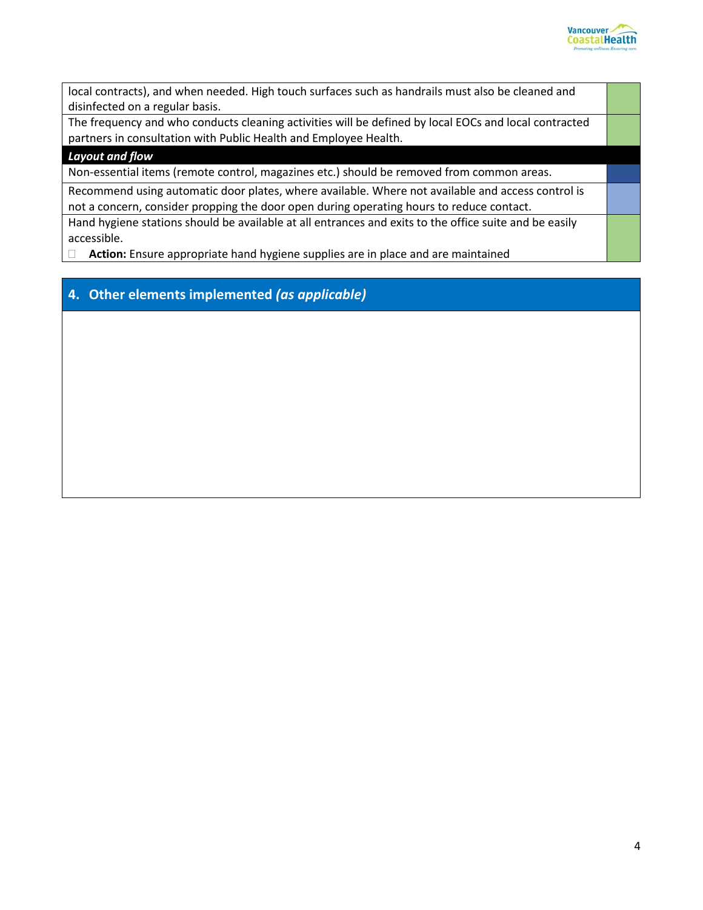| | |
|---|---|
| local contracts), and when needed. High touch surfaces such as handrails must also be cleaned and disinfected on a regular basis. | |
| The frequency and who conducts cleaning activities will be defined by local EOCs and local contracted partners in consultation with Public Health and Employee Health. | |
| ***Layout and flow*** | |
| Non-essential items (remote control, magazines etc.) should be removed from common areas. | |
| Recommend using automatic door plates, where available. Where not available and access control is not a concern, consider propping the door open during operating hours to reduce contact. | |
| Hand hygiene stations should be available at all entrances and exits to the office suite and be easily accessible.<br>☐ **Action:** Ensure appropriate hand hygiene supplies are in place and are maintained | |

## 4. Other elements implemented *(as applicable)*